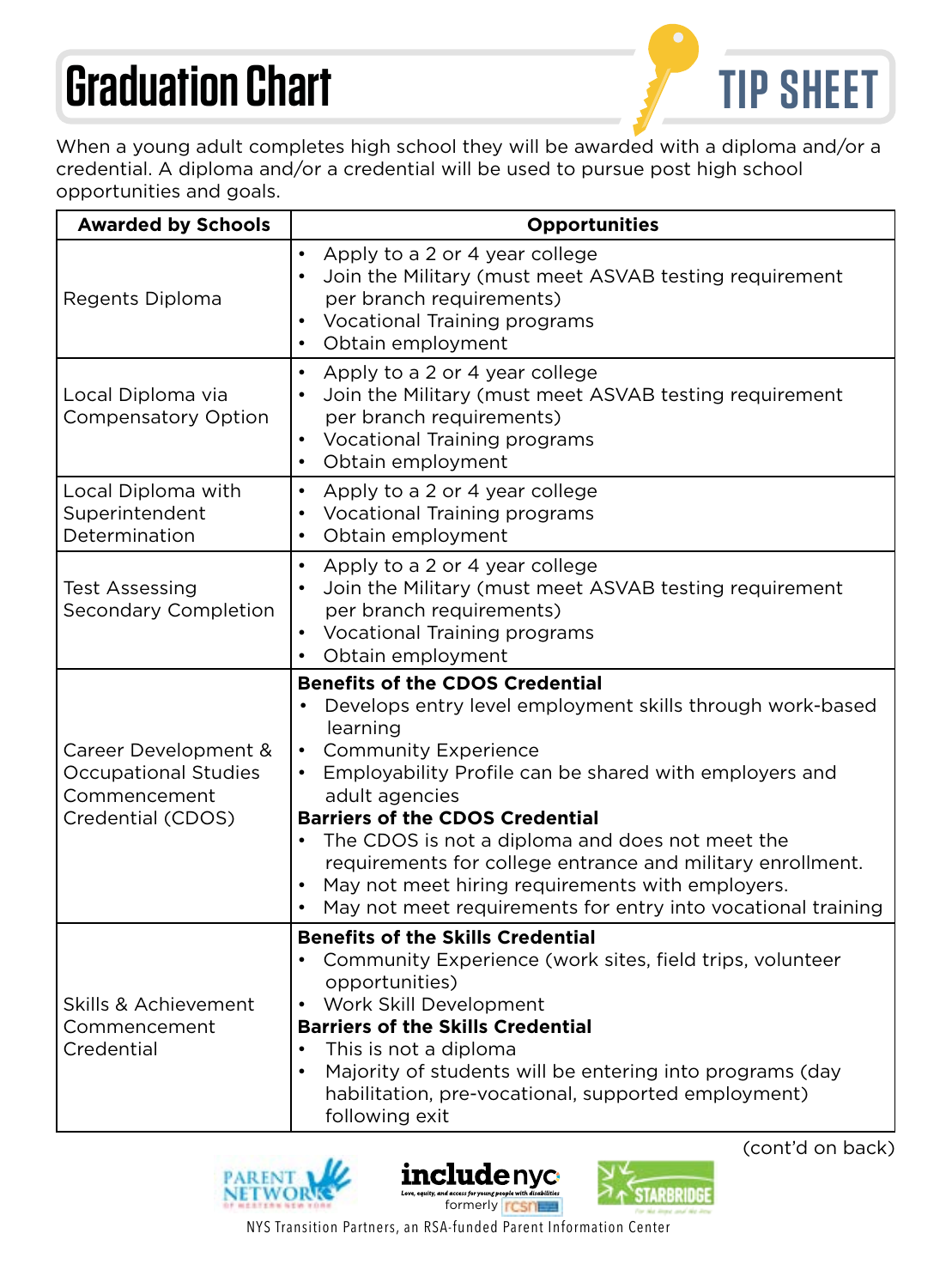# Graduation Chart

**TIP SHEET**

When a young adult completes high school they will be awarded with a diploma and/or a credential. A diploma and/or a credential will be used to pursue post high school opportunities and goals.

| Awarded by Schools | Opportunities |
|---|---|
| Regents Diploma | • Apply to a 2 or 4 year college<br>• Join the Military (must meet ASVAB testing requirement per branch requirements)<br>• Vocational Training programs<br>• Obtain employment |
| Local Diploma via Compensatory Option | • Apply to a 2 or 4 year college<br>• Join the Military (must meet ASVAB testing requirement per branch requirements)<br>• Vocational Training programs<br>• Obtain employment |
| Local Diploma with Superintendent Determination | • Apply to a 2 or 4 year college<br>• Vocational Training programs<br>• Obtain employment |
| Test Assessing Secondary Completion | • Apply to a 2 or 4 year college<br>• Join the Military (must meet ASVAB testing requirement per branch requirements)<br>• Vocational Training programs<br>• Obtain employment |
| Career Development & Occupational Studies Commencement Credential (CDOS) | **Benefits of the CDOS Credential**<br>• Develops entry level employment skills through work-based learning<br>• Community Experience<br>• Employability Profile can be shared with employers and adult agencies<br>**Barriers of the CDOS Credential**<br>• The CDOS is not a diploma and does not meet the requirements for college entrance and military enrollment.<br>• May not meet hiring requirements with employers.<br>• May not meet requirements for entry into vocational training |
| Skills & Achievement Commencement Credential | **Benefits of the Skills Credential**<br>• Community Experience (work sites, field trips, volunteer opportunities)<br>• Work Skill Development<br>**Barriers of the Skills Credential**<br>• This is not a diploma<br>• Majority of students will be entering into programs (day habilitation, pre-vocational, supported employment) following exit |

(cont'd on back)

NYS Transition Partners, an RSA-funded Parent Information Center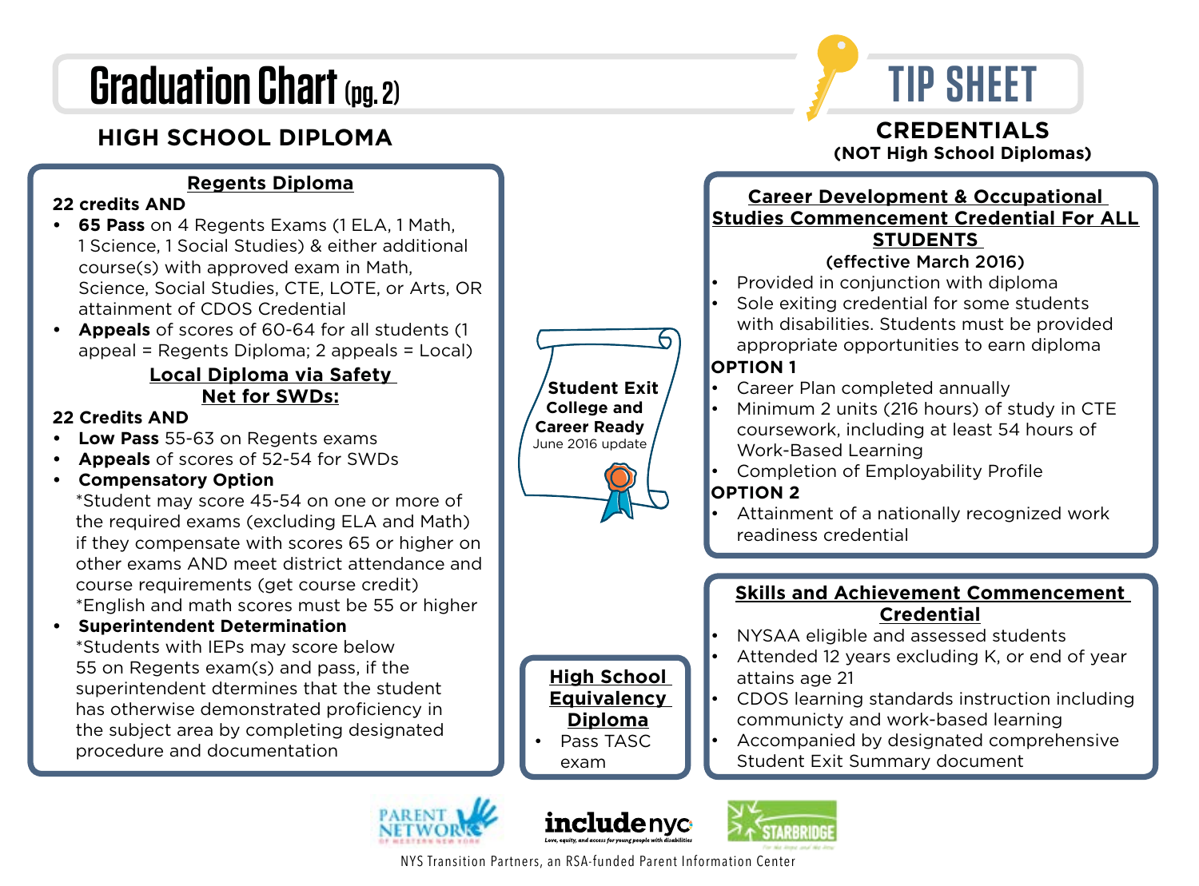# Graduation Chart (pg. 2)

## HIGH SCHOOL DIPLOMA

### Regents Diploma

**22 credits AND**

- **65 Pass** on 4 Regents Exams (1 ELA, 1 Math, 1 Science, 1 Social Studies) & either additional course(s) with approved exam in Math, Science, Social Studies, CTE, LOTE, or Arts, OR attainment of CDOS Credential
- **Appeals** of scores of 60-64 for all students (1 appeal = Regents Diploma; 2 appeals = Local)

### Local Diploma via Safety Net for SWDs:

**22 Credits AND**

- **Low Pass** 55-63 on Regents exams
- **Appeals** of scores of 52-54 for SWDs
- **Compensatory Option**
  *Student may score 45-54 on one or more of the required exams (excluding ELA and Math) if they compensate with scores 65 or higher on other exams AND meet district attendance and course requirements (get course credit)
  *English and math scores must be 55 or higher
- **Superintendent Determination**
  *Students with IEPs may score below 55 on Regents exam(s) and pass, if the superintendent dtermines that the student has otherwise demonstrated proficiency in the subject area by completing designated procedure and documentation

**Student Exit College and Career Ready**
June 2016 update

### High School Equivalency Diploma

- Pass TASC exam

# TIP SHEET

## CREDENTIALS (NOT High School Diplomas)

### Career Development & Occupational Studies Commencement Credential For ALL STUDENTS

**(effective March 2016)**

- Provided in conjunction with diploma
- Sole exiting credential for some students with disabilities. Students must be provided appropriate opportunities to earn diploma

**OPTION 1**

- Career Plan completed annually
- Minimum 2 units (216 hours) of study in CTE coursework, including at least 54 hours of Work-Based Learning
- Completion of Employability Profile

**OPTION 2**

- Attainment of a nationally recognized work readiness credential

### Skills and Achievement Commencement Credential

- NYSAA eligible and assessed students
- Attended 12 years excluding K, or end of year attains age 21
- CDOS learning standards instruction including communicty and work-based learning
- Accompanied by designated comprehensive Student Exit Summary document

NYS Transition Partners, an RSA-funded Parent Information Center